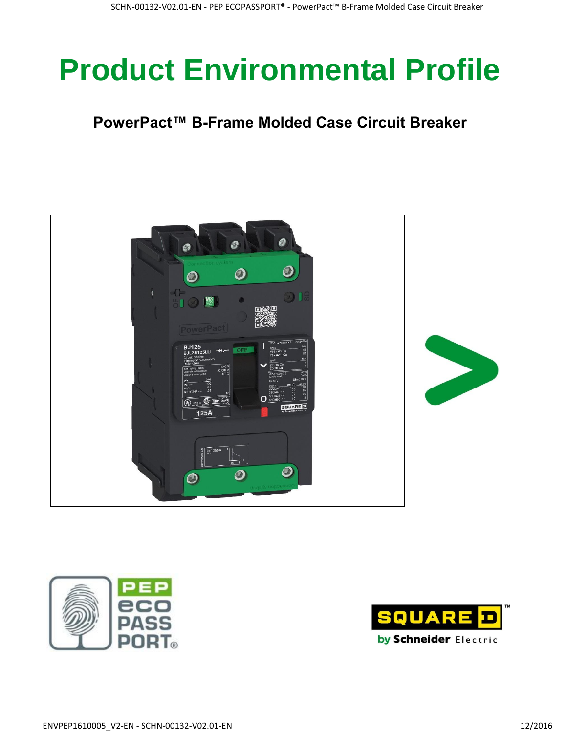# Product Environmental Profile

## PowerPact™ B-Frame Molded Case Circuit Breaker

ENVPEP1610005_V2-EN - SCHN-00132-V02.01-EN

12/2016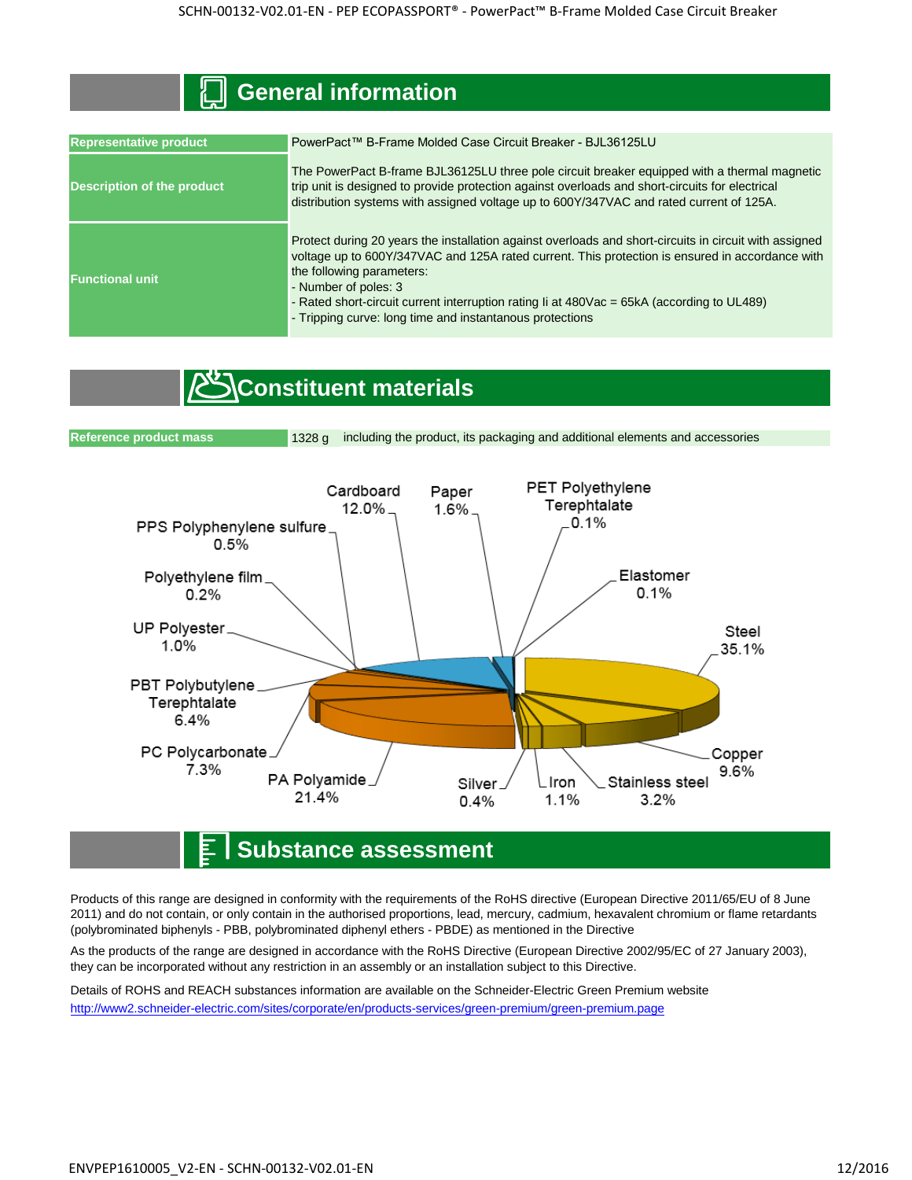## General information

| Representative product | PowerPact™ B-Frame Molded Case Circuit Breaker - BJL36125LU |
|---|---|
| Description of the product | The PowerPact B-frame BJL36125LU three pole circuit breaker equipped with a thermal magnetic trip unit is designed to provide protection against overloads and short-circuits for electrical distribution systems with assigned voltage up to 600Y/347VAC and rated current of 125A. |
| Functional unit | Protect during 20 years the installation against overloads and short-circuits in circuit with assigned voltage up to 600Y/347VAC and 125A rated current. This protection is ensured in accordance with the following parameters:<br>- Number of poles: 3<br>- Rated short-circuit current interruption rating Ii at 480Vac = 65kA (according to UL489)<br>- Tripping curve: long time and instantanous protections |

## Constituent materials

| Reference product mass | 1328 g | including the product, its packaging and additional elements and accessories |
|---|---|---|

| Material | Share |
|---|---|
| Steel | 35.1% |
| PA Polyamide | 21.4% |
| Cardboard | 12.0% |
| Copper | 9.6% |
| PC Polycarbonate | 7.3% |
| PBT Polybutylene Terephtalate | 6.4% |
| Stainless steel | 3.2% |
| Paper | 1.6% |
| Iron | 1.1% |
| UP Polyester | 1.0% |
| PPS Polyphenylene sulfure | 0.5% |
| Silver | 0.4% |
| Polyethylene film | 0.2% |
| PET Polyethylene Terephtalate | 0.1% |
| Elastomer | 0.1% |

## Substance assessment

Products of this range are designed in conformity with the requirements of the RoHS directive (European Directive 2011/65/EU of 8 June 2011) and do not contain, or only contain in the authorised proportions, lead, mercury, cadmium, hexavalent chromium or flame retardants (polybrominated biphenyls - PBB, polybrominated diphenyl ethers - PBDE) as mentioned in the Directive

As the products of the range are designed in accordance with the RoHS Directive (European Directive 2002/95/EC of 27 January 2003), they can be incorporated without any restriction in an assembly or an installation subject to this Directive.

Details of ROHS and REACH substances information are available on the Schneider-Electric Green Premium website
http://www2.schneider-electric.com/sites/corporate/en/products-services/green-premium/green-premium.page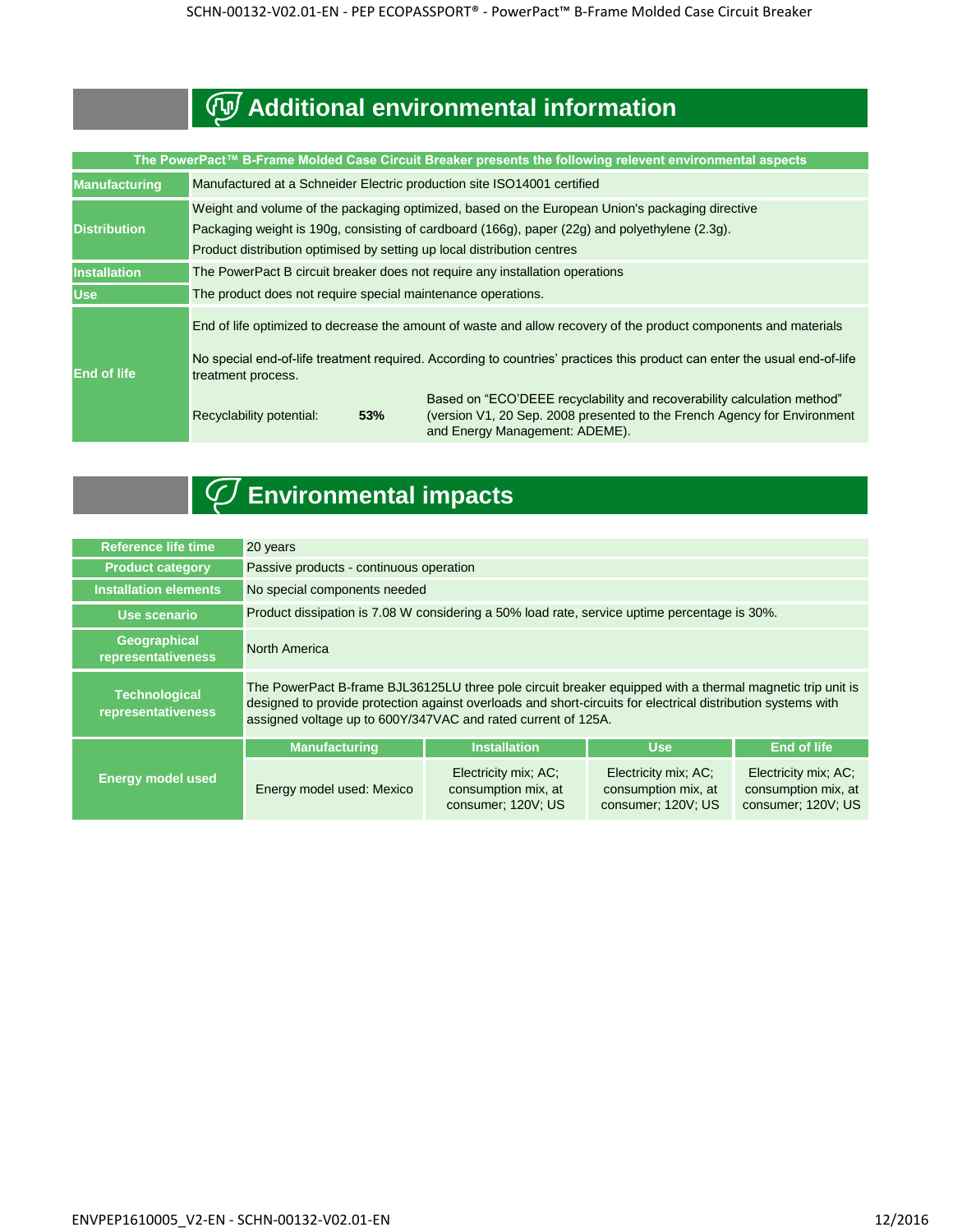## Additional environmental information

| The PowerPact™ B-Frame Molded Case Circuit Breaker presents the following relevent environmental aspects | |
|---|---|
| Manufacturing | Manufactured at a Schneider Electric production site ISO14001 certified |
| Distribution | Weight and volume of the packaging optimized, based on the European Union's packaging directive<br>Packaging weight is 190g, consisting of cardboard (166g), paper (22g) and polyethylene (2.3g).<br>Product distribution optimised by setting up local distribution centres |
| Installation | The PowerPact B circuit breaker does not require any installation operations |
| Use | The product does not require special maintenance operations. |
| End of life | End of life optimized to decrease the amount of waste and allow recovery of the product components and materials<br>No special end-of-life treatment required. According to countries' practices this product can enter the usual end-of-life treatment process.<br>Recyclability potential: **53%** — Based on "ECO'DEEE recyclability and recoverability calculation method" (version V1, 20 Sep. 2008 presented to the French Agency for Environment and Energy Management: ADEME). |

## Environmental impacts

| Reference life time | 20 years | | | |
|---|---|---|---|---|
| Product category | Passive products - continuous operation | | | |
| Installation elements | No special components needed | | | |
| Use scenario | Product dissipation is 7.08 W considering a 50% load rate, service uptime percentage is 30%. | | | |
| Geographical representativeness | North America | | | |
| Technological representativeness | The PowerPact B-frame BJL36125LU three pole circuit breaker equipped with a thermal magnetic trip unit is designed to provide protection against overloads and short-circuits for electrical distribution systems with assigned voltage up to 600Y/347VAC and rated current of 125A. | | | |
| Energy model used | **Manufacturing** | **Installation** | **Use** | **End of life** |
| | Energy model used: Mexico | Electricity mix; AC; consumption mix, at consumer; 120V; US | Electricity mix; AC; consumption mix, at consumer; 120V; US | Electricity mix; AC; consumption mix, at consumer; 120V; US |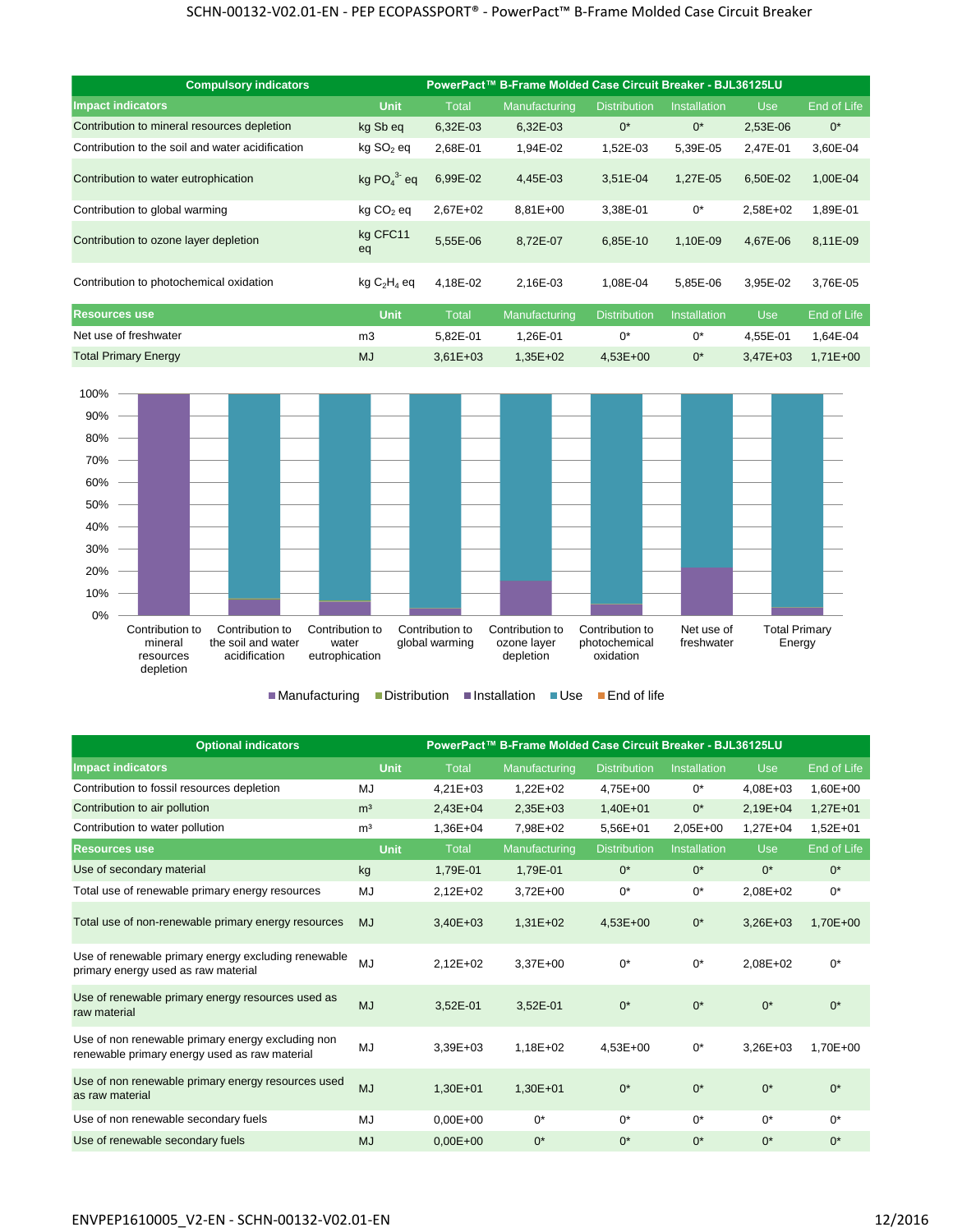| Compulsory indicators | | PowerPact™ B-Frame Molded Case Circuit Breaker - BJL36125LU | | | | | |
|---|---|---|---|---|---|---|---|
| **Impact indicators** | **Unit** | **Total** | **Manufacturing** | **Distribution** | **Installation** | **Use** | **End of Life** |
| Contribution to mineral resources depletion | kg Sb eq | 6,32E-03 | 6,32E-03 | 0* | 0* | 2,53E-06 | 0* |
| Contribution to the soil and water acidification | kg $SO_2$ eq | 2,68E-01 | 1,94E-02 | 1,52E-03 | 5,39E-05 | 2,47E-01 | 3,60E-04 |
| Contribution to water eutrophication | kg $PO_4^{3-}$ eq | 6,99E-02 | 4,45E-03 | 3,51E-04 | 1,27E-05 | 6,50E-02 | 1,00E-04 |
| Contribution to global warming | kg $CO_2$ eq | 2,67E+02 | 8,81E+00 | 3,38E-01 | 0* | 2,58E+02 | 1,89E-01 |
| Contribution to ozone layer depletion | kg CFC11 eq | 5,55E-06 | 8,72E-07 | 6,85E-10 | 1,10E-09 | 4,67E-06 | 8,11E-09 |
| Contribution to photochemical oxidation | kg $C_2H_4$ eq | 4,18E-02 | 2,16E-03 | 1,08E-04 | 5,85E-06 | 3,95E-02 | 3,76E-05 |
| **Resources use** | **Unit** | **Total** | **Manufacturing** | **Distribution** | **Installation** | **Use** | **End of Life** |
| Net use of freshwater | m3 | 5,82E-01 | 1,26E-01 | 0* | 0* | 4,55E-01 | 1,64E-04 |
| Total Primary Energy | MJ | 3,61E+03 | 1,35E+02 | 4,53E+00 | 0* | 3,47E+03 | 1,71E+00 |

Legend: Manufacturing, Distribution, Installation, Use, End of life

| Optional indicators | | PowerPact™ B-Frame Molded Case Circuit Breaker - BJL36125LU | | | | | |
|---|---|---|---|---|---|---|---|
| **Impact indicators** | **Unit** | **Total** | **Manufacturing** | **Distribution** | **Installation** | **Use** | **End of Life** |
| Contribution to fossil resources depletion | MJ | 4,21E+03 | 1,22E+02 | 4,75E+00 | 0* | 4,08E+03 | 1,60E+00 |
| Contribution to air pollution | m³ | 2,43E+04 | 2,35E+03 | 1,40E+01 | 0* | 2,19E+04 | 1,27E+01 |
| Contribution to water pollution | m³ | 1,36E+04 | 7,98E+02 | 5,56E+01 | 2,05E+00 | 1,27E+04 | 1,52E+01 |
| **Resources use** | **Unit** | **Total** | **Manufacturing** | **Distribution** | **Installation** | **Use** | **End of Life** |
| Use of secondary material | kg | 1,79E-01 | 1,79E-01 | 0* | 0* | 0* | 0* |
| Total use of renewable primary energy resources | MJ | 2,12E+02 | 3,72E+00 | 0* | 0* | 2,08E+02 | 0* |
| Total use of non-renewable primary energy resources | MJ | 3,40E+03 | 1,31E+02 | 4,53E+00 | 0* | 3,26E+03 | 1,70E+00 |
| Use of renewable primary energy excluding renewable primary energy used as raw material | MJ | 2,12E+02 | 3,37E+00 | 0* | 0* | 2,08E+02 | 0* |
| Use of renewable primary energy resources used as raw material | MJ | 3,52E-01 | 3,52E-01 | 0* | 0* | 0* | 0* |
| Use of non renewable primary energy excluding non renewable primary energy used as raw material | MJ | 3,39E+03 | 1,18E+02 | 4,53E+00 | 0* | 3,26E+03 | 1,70E+00 |
| Use of non renewable primary energy resources used as raw material | MJ | 1,30E+01 | 1,30E+01 | 0* | 0* | 0* | 0* |
| Use of non renewable secondary fuels | MJ | 0,00E+00 | 0* | 0* | 0* | 0* | 0* |
| Use of renewable secondary fuels | MJ | 0,00E+00 | 0* | 0* | 0* | 0* | 0* |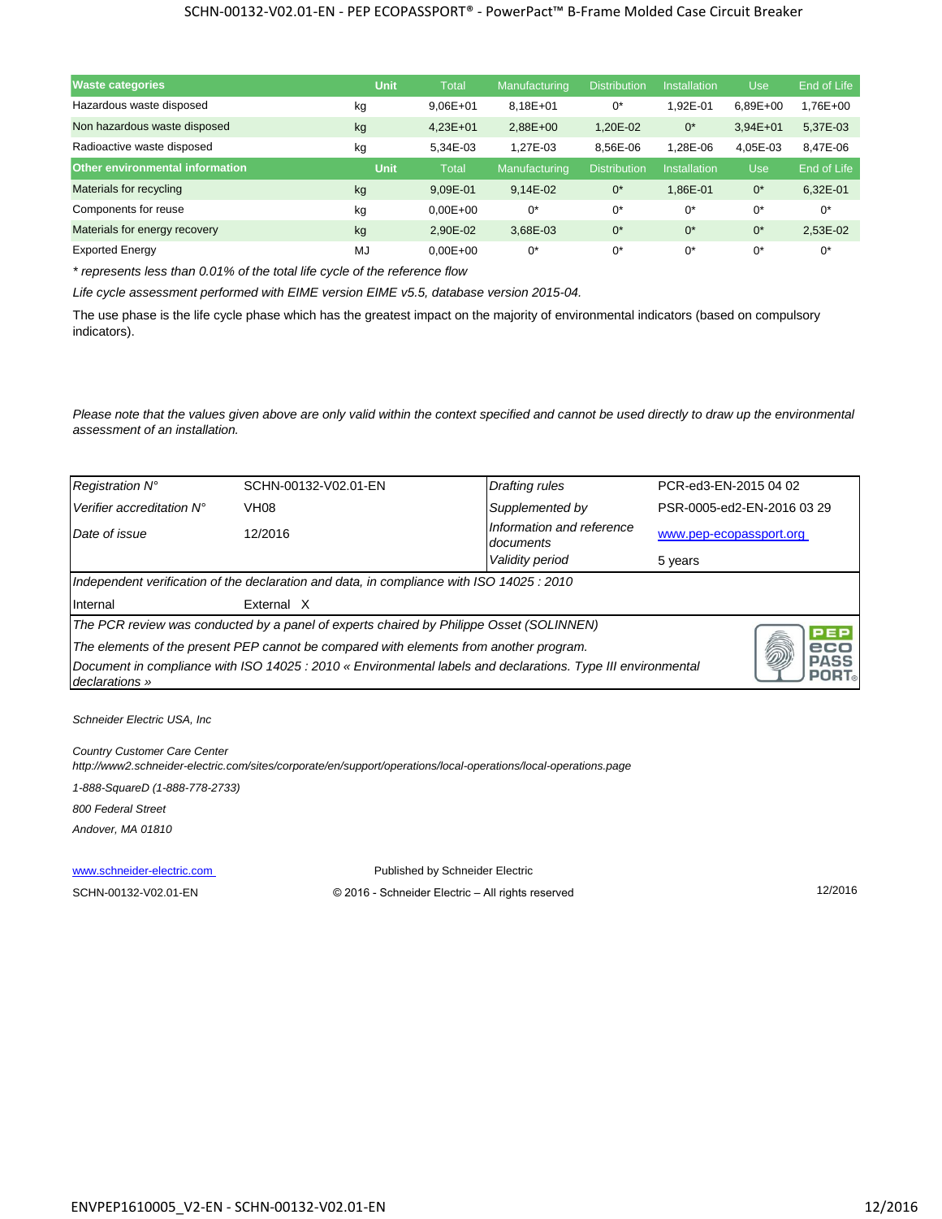| Waste categories | Unit | Total | Manufacturing | Distribution | Installation | Use | End of Life |
|---|---|---|---|---|---|---|---|
| Hazardous waste disposed | kg | 9,06E+01 | 8,18E+01 | 0* | 1,92E-01 | 6,89E+00 | 1,76E+00 |
| Non hazardous waste disposed | kg | 4,23E+01 | 2,88E+00 | 1,20E-02 | 0* | 3,94E+01 | 5,37E-03 |
| Radioactive waste disposed | kg | 5,34E-03 | 1,27E-03 | 8,56E-06 | 1,28E-06 | 4,05E-03 | 8,47E-06 |
| **Other environmental information** | **Unit** | **Total** | **Manufacturing** | **Distribution** | **Installation** | **Use** | **End of Life** |
| Materials for recycling | kg | 9,09E-01 | 9,14E-02 | 0* | 1,86E-01 | 0* | 6,32E-01 |
| Components for reuse | kg | 0,00E+00 | 0* | 0* | 0* | 0* | 0* |
| Materials for energy recovery | kg | 2,90E-02 | 3,68E-03 | 0* | 0* | 0* | 2,53E-02 |
| Exported Energy | MJ | 0,00E+00 | 0* | 0* | 0* | 0* | 0* |

*\* represents less than 0.01% of the total life cycle of the reference flow*

*Life cycle assessment performed with EIME version EIME v5.5, database version 2015-04.*

The use phase is the life cycle phase which has the greatest impact on the majority of environmental indicators (based on compulsory indicators).

*Please note that the values given above are only valid within the context specified and cannot be used directly to draw up the environmental assessment of an installation.*

| | | | |
|---|---|---|---|
| *Registration N°* | SCHN-00132-V02.01-EN | *Drafting rules* | PCR-ed3-EN-2015 04 02 |
| *Verifier accreditation N°* | VH08 | *Supplemented by* | PSR-0005-ed2-EN-2016 03 29 |
| *Date of issue* | 12/2016 | *Information and reference documents* | www.pep-ecopassport.org |
| | | *Validity period* | 5 years |

*Independent verification of the declaration and data, in compliance with ISO 14025 : 2010*

Internal    External X

*The PCR review was conducted by a panel of experts chaired by Philippe Osset (SOLINNEN)*

*The elements of the present PEP cannot be compared with elements from another program.*

*Document in compliance with ISO 14025 : 2010 « Environmental labels and declarations. Type III environmental declarations »*

PEP eco PASS PORT®

*Schneider Electric USA, Inc*

*Country Customer Care Center*
*http://www2.schneider-electric.com/sites/corporate/en/support/operations/local-operations/local-operations.page*

*1-888-SquareD (1-888-778-2733)*

*800 Federal Street*

*Andover, MA 01810*

www.schneider-electric.com

Published by Schneider Electric

SCHN-00132-V02.01-EN

© 2016 - Schneider Electric – All rights reserved

12/2016